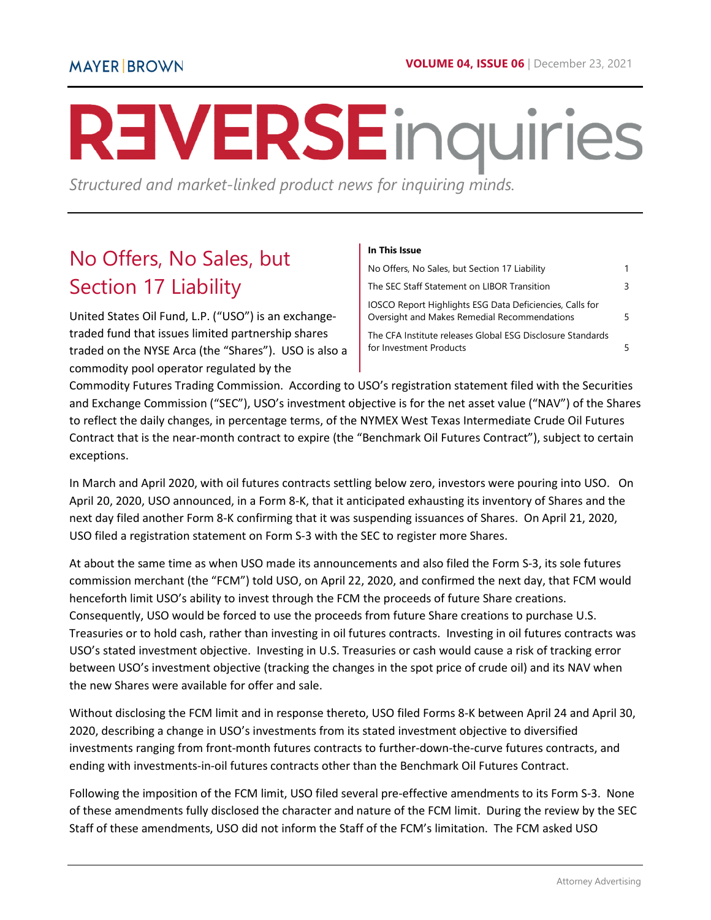MAYER | BROWN

**VOLUME 04, ISSUE 06** | December 23, 2021

# REVERSE inquiries

*Structured and market-linked product news for inquiring minds.*

**In This Issue**

| | |
|---|---|
| No Offers, No Sales, but Section 17 Liability | 1 |
| The SEC Staff Statement on LIBOR Transition | 3 |
| IOSCO Report Highlights ESG Data Deficiencies, Calls for Oversight and Makes Remedial Recommendations | 5 |
| The CFA Institute releases Global ESG Disclosure Standards for Investment Products | 5 |

## No Offers, No Sales, but Section 17 Liability

United States Oil Fund, L.P. ("USO") is an exchange-traded fund that issues limited partnership shares traded on the NYSE Arca (the "Shares"). USO is also a commodity pool operator regulated by the Commodity Futures Trading Commission. According to USO's registration statement filed with the Securities and Exchange Commission ("SEC"), USO's investment objective is for the net asset value ("NAV") of the Shares to reflect the daily changes, in percentage terms, of the NYMEX West Texas Intermediate Crude Oil Futures Contract that is the near-month contract to expire (the "Benchmark Oil Futures Contract"), subject to certain exceptions.

In March and April 2020, with oil futures contracts settling below zero, investors were pouring into USO. On April 20, 2020, USO announced, in a Form 8-K, that it anticipated exhausting its inventory of Shares and the next day filed another Form 8-K confirming that it was suspending issuances of Shares. On April 21, 2020, USO filed a registration statement on Form S-3 with the SEC to register more Shares.

At about the same time as when USO made its announcements and also filed the Form S-3, its sole futures commission merchant (the "FCM") told USO, on April 22, 2020, and confirmed the next day, that FCM would henceforth limit USO's ability to invest through the FCM the proceeds of future Share creations. Consequently, USO would be forced to use the proceeds from future Share creations to purchase U.S. Treasuries or to hold cash, rather than investing in oil futures contracts. Investing in oil futures contracts was USO's stated investment objective. Investing in U.S. Treasuries or cash would cause a risk of tracking error between USO's investment objective (tracking the changes in the spot price of crude oil) and its NAV when the new Shares were available for offer and sale.

Without disclosing the FCM limit and in response thereto, USO filed Forms 8-K between April 24 and April 30, 2020, describing a change in USO's investments from its stated investment objective to diversified investments ranging from front-month futures contracts to further-down-the-curve futures contracts, and ending with investments-in-oil futures contracts other than the Benchmark Oil Futures Contract.

Following the imposition of the FCM limit, USO filed several pre-effective amendments to its Form S-3. None of these amendments fully disclosed the character and nature of the FCM limit. During the review by the SEC Staff of these amendments, USO did not inform the Staff of the FCM's limitation. The FCM asked USO

Attorney Advertising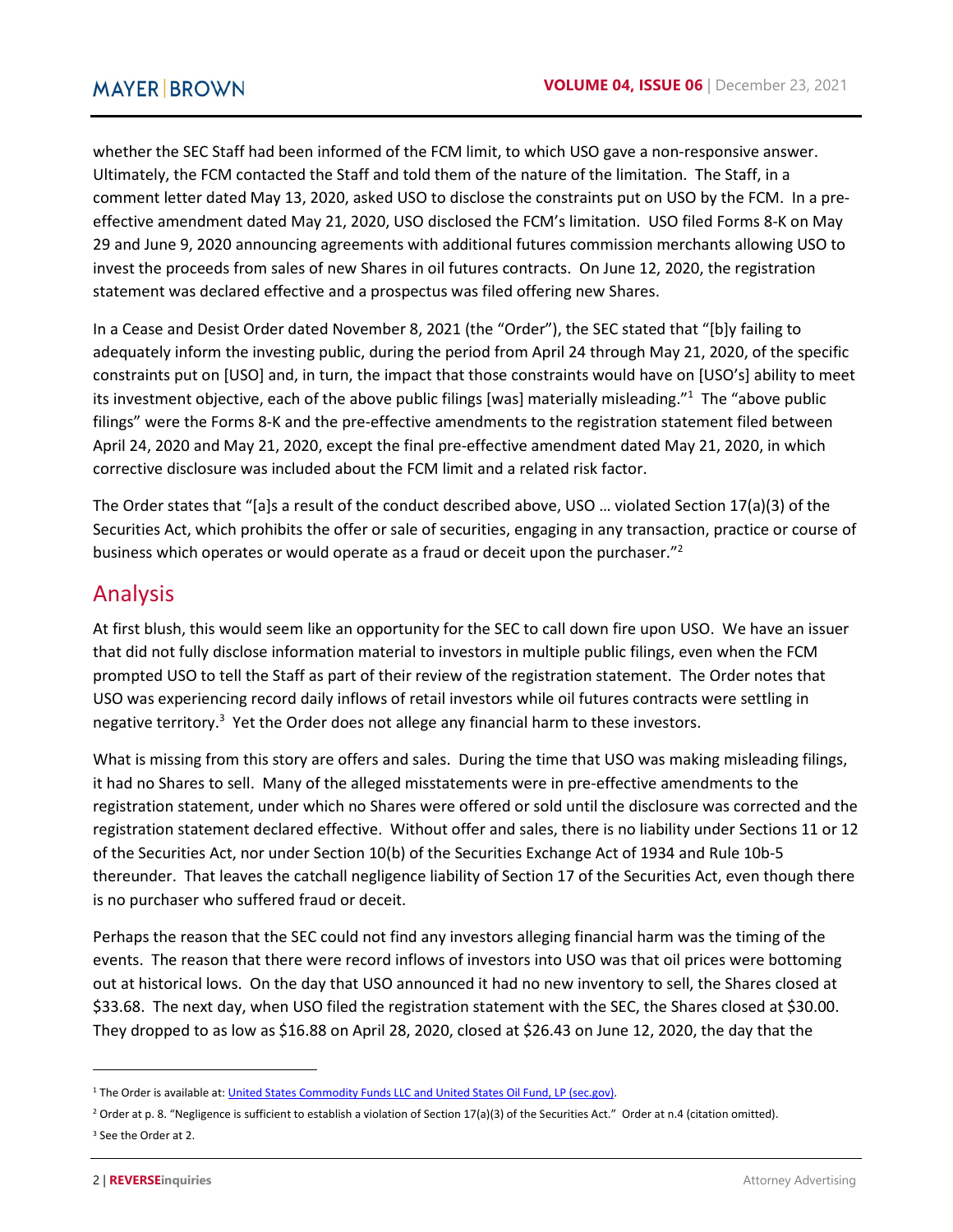whether the SEC Staff had been informed of the FCM limit, to which USO gave a non-responsive answer. Ultimately, the FCM contacted the Staff and told them of the nature of the limitation. The Staff, in a comment letter dated May 13, 2020, asked USO to disclose the constraints put on USO by the FCM. In a pre-effective amendment dated May 21, 2020, USO disclosed the FCM's limitation. USO filed Forms 8-K on May 29 and June 9, 2020 announcing agreements with additional futures commission merchants allowing USO to invest the proceeds from sales of new Shares in oil futures contracts. On June 12, 2020, the registration statement was declared effective and a prospectus was filed offering new Shares.

In a Cease and Desist Order dated November 8, 2021 (the "Order"), the SEC stated that "[b]y failing to adequately inform the investing public, during the period from April 24 through May 21, 2020, of the specific constraints put on [USO] and, in turn, the impact that those constraints would have on [USO's] ability to meet its investment objective, each of the above public filings [was] materially misleading."[1] The "above public filings" were the Forms 8-K and the pre-effective amendments to the registration statement filed between April 24, 2020 and May 21, 2020, except the final pre-effective amendment dated May 21, 2020, in which corrective disclosure was included about the FCM limit and a related risk factor.

The Order states that "[a]s a result of the conduct described above, USO … violated Section 17(a)(3) of the Securities Act, which prohibits the offer or sale of securities, engaging in any transaction, practice or course of business which operates or would operate as a fraud or deceit upon the purchaser."[2]

## Analysis

At first blush, this would seem like an opportunity for the SEC to call down fire upon USO. We have an issuer that did not fully disclose information material to investors in multiple public filings, even when the FCM prompted USO to tell the Staff as part of their review of the registration statement. The Order notes that USO was experiencing record daily inflows of retail investors while oil futures contracts were settling in negative territory.[3] Yet the Order does not allege any financial harm to these investors.

What is missing from this story are offers and sales. During the time that USO was making misleading filings, it had no Shares to sell. Many of the alleged misstatements were in pre-effective amendments to the registration statement, under which no Shares were offered or sold until the disclosure was corrected and the registration statement declared effective. Without offer and sales, there is no liability under Sections 11 or 12 of the Securities Act, nor under Section 10(b) of the Securities Exchange Act of 1934 and Rule 10b-5 thereunder. That leaves the catchall negligence liability of Section 17 of the Securities Act, even though there is no purchaser who suffered fraud or deceit.

Perhaps the reason that the SEC could not find any investors alleging financial harm was the timing of the events. The reason that there were record inflows of investors into USO was that oil prices were bottoming out at historical lows. On the day that USO announced it had no new inventory to sell, the Shares closed at $33.68. The next day, when USO filed the registration statement with the SEC, the Shares closed at $30.00. They dropped to as low as $16.88 on April 28, 2020, closed at $26.43 on June 12, 2020, the day that the

---

[1] The Order is available at: [United States Commodity Funds LLC and United States Oil Fund, LP (sec.gov)](#).

[2] Order at p. 8. "Negligence is sufficient to establish a violation of Section 17(a)(3) of the Securities Act." Order at n.4 (citation omitted).

[3] See the Order at 2.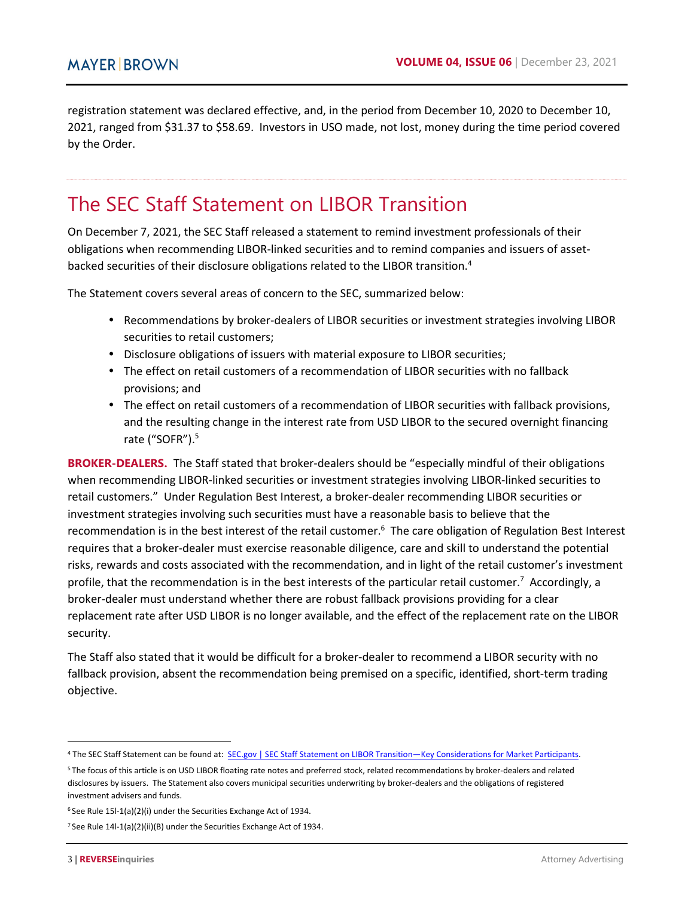registration statement was declared effective, and, in the period from December 10, 2020 to December 10, 2021, ranged from $31.37 to $58.69. Investors in USO made, not lost, money during the time period covered by the Order.

## The SEC Staff Statement on LIBOR Transition

On December 7, 2021, the SEC Staff released a statement to remind investment professionals of their obligations when recommending LIBOR-linked securities and to remind companies and issuers of asset-backed securities of their disclosure obligations related to the LIBOR transition.[4]

The Statement covers several areas of concern to the SEC, summarized below:

- Recommendations by broker-dealers of LIBOR securities or investment strategies involving LIBOR securities to retail customers;
- Disclosure obligations of issuers with material exposure to LIBOR securities;
- The effect on retail customers of a recommendation of LIBOR securities with no fallback provisions; and
- The effect on retail customers of a recommendation of LIBOR securities with fallback provisions, and the resulting change in the interest rate from USD LIBOR to the secured overnight financing rate ("SOFR").[5]

**BROKER-DEALERS.** The Staff stated that broker-dealers should be "especially mindful of their obligations when recommending LIBOR-linked securities or investment strategies involving LIBOR-linked securities to retail customers." Under Regulation Best Interest, a broker-dealer recommending LIBOR securities or investment strategies involving such securities must have a reasonable basis to believe that the recommendation is in the best interest of the retail customer.[6] The care obligation of Regulation Best Interest requires that a broker-dealer must exercise reasonable diligence, care and skill to understand the potential risks, rewards and costs associated with the recommendation, and in light of the retail customer's investment profile, that the recommendation is in the best interests of the particular retail customer.[7] Accordingly, a broker-dealer must understand whether there are robust fallback provisions providing for a clear replacement rate after USD LIBOR is no longer available, and the effect of the replacement rate on the LIBOR security.

The Staff also stated that it would be difficult for a broker-dealer to recommend a LIBOR security with no fallback provision, absent the recommendation being premised on a specific, identified, short-term trading objective.

---

[4] The SEC Staff Statement can be found at: [SEC.gov | SEC Staff Statement on LIBOR Transition—Key Considerations for Market Participants](SEC.gov | SEC Staff Statement on LIBOR Transition—Key Considerations for Market Participants).

[5] The focus of this article is on USD LIBOR floating rate notes and preferred stock, related recommendations by broker-dealers and related disclosures by issuers. The Statement also covers municipal securities underwriting by broker-dealers and the obligations of registered investment advisers and funds.

[6] See Rule 15l-1(a)(2)(i) under the Securities Exchange Act of 1934.

[7] See Rule 14l-1(a)(2)(ii)(B) under the Securities Exchange Act of 1934.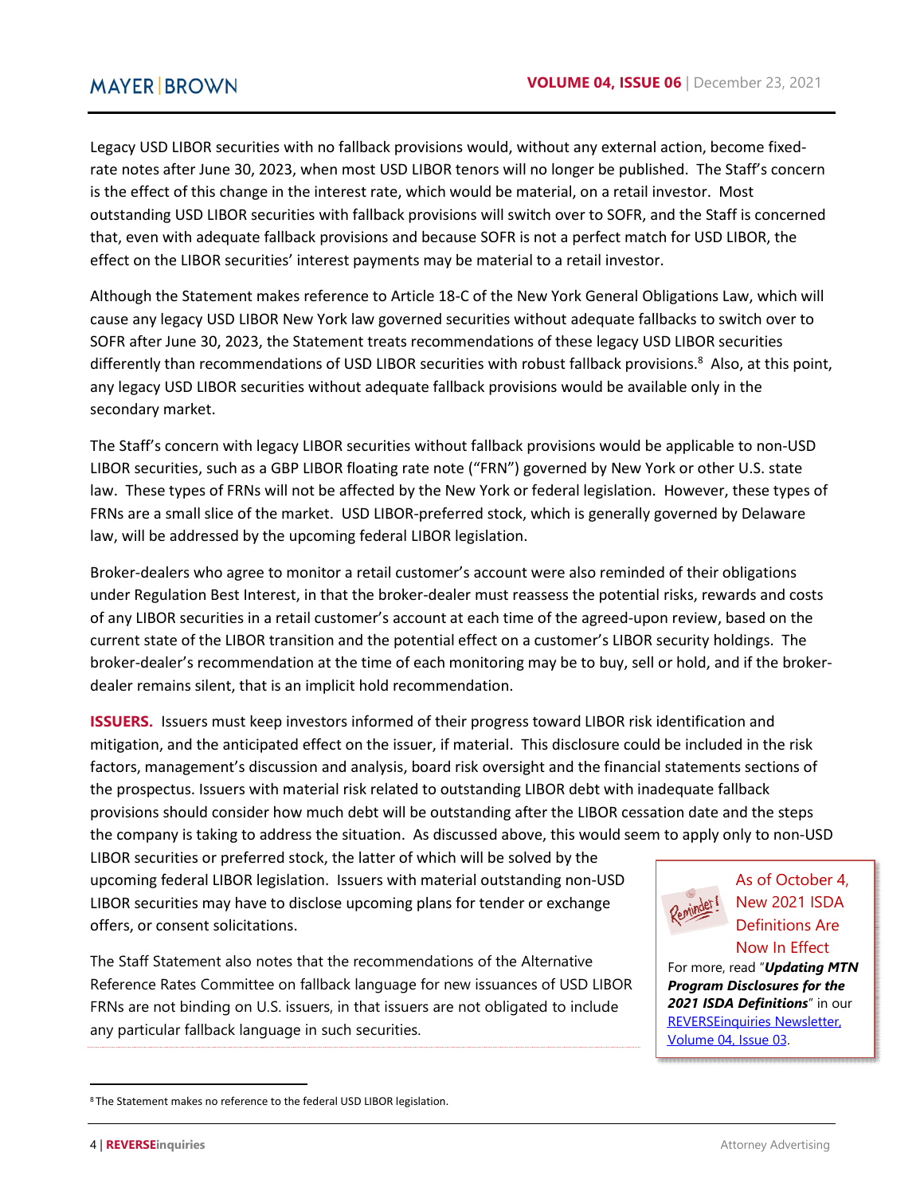Legacy USD LIBOR securities with no fallback provisions would, without any external action, become fixed-rate notes after June 30, 2023, when most USD LIBOR tenors will no longer be published. The Staff's concern is the effect of this change in the interest rate, which would be material, on a retail investor. Most outstanding USD LIBOR securities with fallback provisions will switch over to SOFR, and the Staff is concerned that, even with adequate fallback provisions and because SOFR is not a perfect match for USD LIBOR, the effect on the LIBOR securities' interest payments may be material to a retail investor.

Although the Statement makes reference to Article 18-C of the New York General Obligations Law, which will cause any legacy USD LIBOR New York law governed securities without adequate fallbacks to switch over to SOFR after June 30, 2023, the Statement treats recommendations of these legacy USD LIBOR securities differently than recommendations of USD LIBOR securities with robust fallback provisions.[8] Also, at this point, any legacy USD LIBOR securities without adequate fallback provisions would be available only in the secondary market.

The Staff's concern with legacy LIBOR securities without fallback provisions would be applicable to non-USD LIBOR securities, such as a GBP LIBOR floating rate note ("FRN") governed by New York or other U.S. state law. These types of FRNs will not be affected by the New York or federal legislation. However, these types of FRNs are a small slice of the market. USD LIBOR-preferred stock, which is generally governed by Delaware law, will be addressed by the upcoming federal LIBOR legislation.

Broker-dealers who agree to monitor a retail customer's account were also reminded of their obligations under Regulation Best Interest, in that the broker-dealer must reassess the potential risks, rewards and costs of any LIBOR securities in a retail customer's account at each time of the agreed-upon review, based on the current state of the LIBOR transition and the potential effect on a customer's LIBOR security holdings. The broker-dealer's recommendation at the time of each monitoring may be to buy, sell or hold, and if the broker-dealer remains silent, that is an implicit hold recommendation.

**ISSUERS.** Issuers must keep investors informed of their progress toward LIBOR risk identification and mitigation, and the anticipated effect on the issuer, if material. This disclosure could be included in the risk factors, management's discussion and analysis, board risk oversight and the financial statements sections of the prospectus. Issuers with material risk related to outstanding LIBOR debt with inadequate fallback provisions should consider how much debt will be outstanding after the LIBOR cessation date and the steps the company is taking to address the situation. As discussed above, this would seem to apply only to non-USD LIBOR securities or preferred stock, the latter of which will be solved by the upcoming federal LIBOR legislation. Issuers with material outstanding non-USD LIBOR securities may have to disclose upcoming plans for tender or exchange offers, or consent solicitations.

The Staff Statement also notes that the recommendations of the Alternative Reference Rates Committee on fallback language for new issuances of USD LIBOR FRNs are not binding on U.S. issuers, in that issuers are not obligated to include any particular fallback language in such securities.

> Reminder!
>
> As of October 4, New 2021 ISDA Definitions Are Now In Effect
>
> For more, read "***Updating MTN Program Disclosures for the 2021 ISDA Definitions***" in our REVERSEinquiries Newsletter, Volume 04, Issue 03.

[8] The Statement makes no reference to the federal USD LIBOR legislation.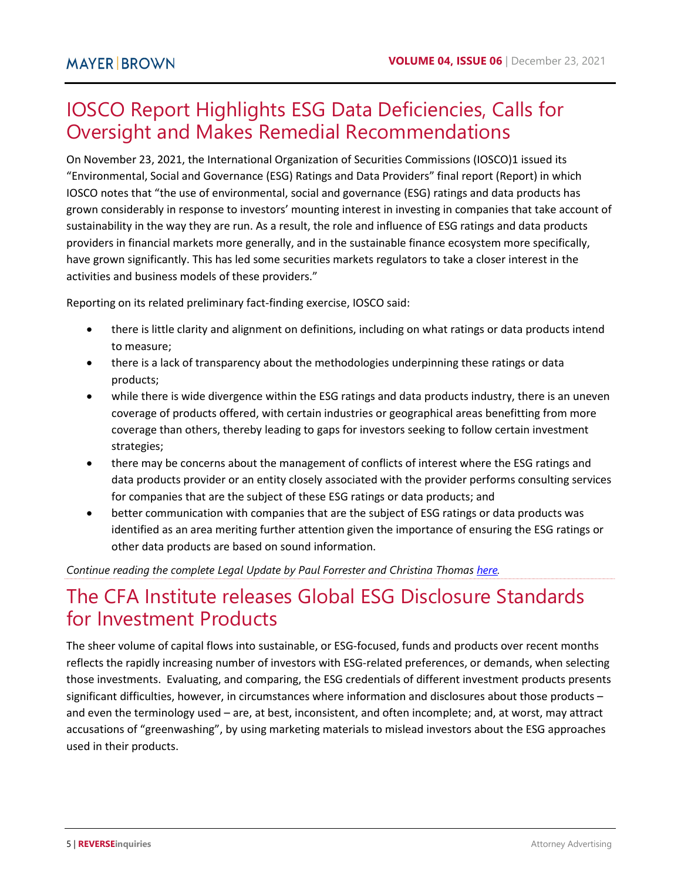# IOSCO Report Highlights ESG Data Deficiencies, Calls for Oversight and Makes Remedial Recommendations

On November 23, 2021, the International Organization of Securities Commissions (IOSCO)[1] issued its "Environmental, Social and Governance (ESG) Ratings and Data Providers" final report (Report) in which IOSCO notes that "the use of environmental, social and governance (ESG) ratings and data products has grown considerably in response to investors' mounting interest in investing in companies that take account of sustainability in the way they are run. As a result, the role and influence of ESG ratings and data products providers in financial markets more generally, and in the sustainable finance ecosystem more specifically, have grown significantly. This has led some securities markets regulators to take a closer interest in the activities and business models of these providers."

Reporting on its related preliminary fact-finding exercise, IOSCO said:

- there is little clarity and alignment on definitions, including on what ratings or data products intend to measure;
- there is a lack of transparency about the methodologies underpinning these ratings or data products;
- while there is wide divergence within the ESG ratings and data products industry, there is an uneven coverage of products offered, with certain industries or geographical areas benefitting from more coverage than others, thereby leading to gaps for investors seeking to follow certain investment strategies;
- there may be concerns about the management of conflicts of interest where the ESG ratings and data products provider or an entity closely associated with the provider performs consulting services for companies that are the subject of these ESG ratings or data products; and
- better communication with companies that are the subject of ESG ratings or data products was identified as an area meriting further attention given the importance of ensuring the ESG ratings or other data products are based on sound information.

*Continue reading the complete Legal Update by Paul Forrester and Christina Thomas here.*

# The CFA Institute releases Global ESG Disclosure Standards for Investment Products

The sheer volume of capital flows into sustainable, or ESG-focused, funds and products over recent months reflects the rapidly increasing number of investors with ESG-related preferences, or demands, when selecting those investments. Evaluating, and comparing, the ESG credentials of different investment products presents significant difficulties, however, in circumstances where information and disclosures about those products – and even the terminology used – are, at best, inconsistent, and often incomplete; and, at worst, may attract accusations of "greenwashing", by using marketing materials to mislead investors about the ESG approaches used in their products.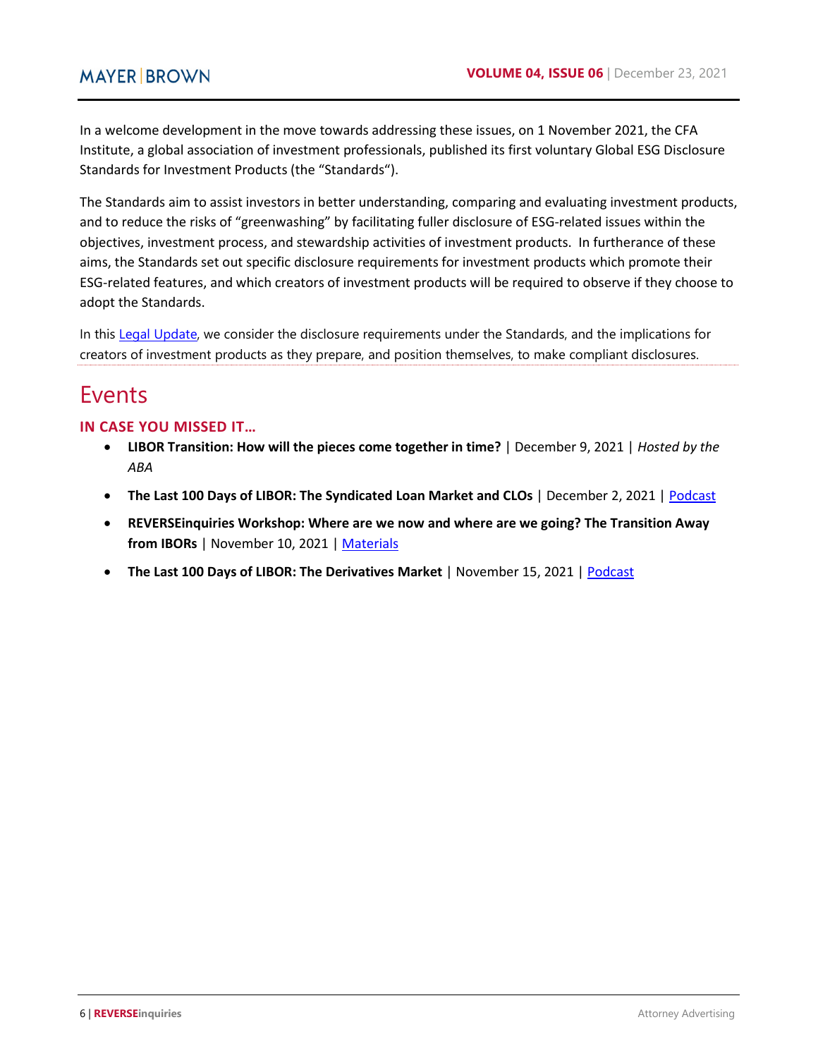In a welcome development in the move towards addressing these issues, on 1 November 2021, the CFA Institute, a global association of investment professionals, published its first voluntary Global ESG Disclosure Standards for Investment Products (the "Standards").

The Standards aim to assist investors in better understanding, comparing and evaluating investment products, and to reduce the risks of "greenwashing" by facilitating fuller disclosure of ESG-related issues within the objectives, investment process, and stewardship activities of investment products. In furtherance of these aims, the Standards set out specific disclosure requirements for investment products which promote their ESG-related features, and which creators of investment products will be required to observe if they choose to adopt the Standards.

In this Legal Update, we consider the disclosure requirements under the Standards, and the implications for creators of investment products as they prepare, and position themselves, to make compliant disclosures.

# Events

## IN CASE YOU MISSED IT…

- **LIBOR Transition: How will the pieces come together in time?** | December 9, 2021 | *Hosted by the ABA*
- **The Last 100 Days of LIBOR: The Syndicated Loan Market and CLOs** | December 2, 2021 | Podcast
- **REVERSEinquiries Workshop: Where are we now and where are we going? The Transition Away from IBORs** | November 10, 2021 | Materials
- **The Last 100 Days of LIBOR: The Derivatives Market** | November 15, 2021 | Podcast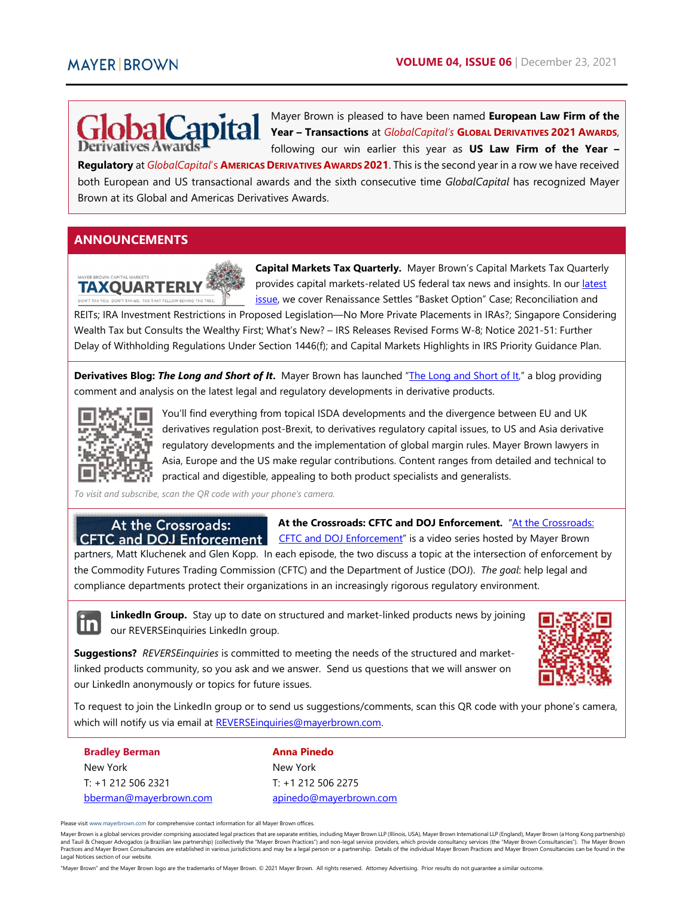Mayer Brown is pleased to have been named **European Law Firm of the Year – Transactions** at *GlobalCapital's* **GLOBAL DERIVATIVES 2021 AWARDS**, following our win earlier this year as **US Law Firm of the Year – Regulatory** at *GlobalCapital's* **AMERICAS DERIVATIVES AWARDS 2021**. This is the second year in a row we have received both European and US transactional awards and the sixth consecutive time *GlobalCapital* has recognized Mayer Brown at its Global and Americas Derivatives Awards.

## ANNOUNCEMENTS

**Capital Markets Tax Quarterly.** Mayer Brown's Capital Markets Tax Quarterly provides capital markets-related US federal tax news and insights. In our latest issue, we cover Renaissance Settles "Basket Option" Case; Reconciliation and REITs; IRA Investment Restrictions in Proposed Legislation—No More Private Placements in IRAs?; Singapore Considering Wealth Tax but Consults the Wealthy First; What's New? – IRS Releases Revised Forms W-8; Notice 2021-51: Further Delay of Withholding Regulations Under Section 1446(f); and Capital Markets Highlights in IRS Priority Guidance Plan.

**Derivatives Blog: *The Long and Short of It*.** Mayer Brown has launched "The Long and Short of It," a blog providing comment and analysis on the latest legal and regulatory developments in derivative products.

You'll find everything from topical ISDA developments and the divergence between EU and UK derivatives regulation post-Brexit, to derivatives regulatory capital issues, to US and Asia derivative regulatory developments and the implementation of global margin rules. Mayer Brown lawyers in Asia, Europe and the US make regular contributions. Content ranges from detailed and technical to practical and digestible, appealing to both product specialists and generalists.

*To visit and subscribe, scan the QR code with your phone's camera.*

**At the Crossroads: CFTC and DOJ Enforcement.** "At the Crossroads: CFTC and DOJ Enforcement" is a video series hosted by Mayer Brown partners, Matt Kluchenek and Glen Kopp. In each episode, the two discuss a topic at the intersection of enforcement by the Commodity Futures Trading Commission (CFTC) and the Department of Justice (DOJ). *The goal*: help legal and compliance departments protect their organizations in an increasingly rigorous regulatory environment.

**LinkedIn Group.** Stay up to date on structured and market-linked products news by joining our REVERSEinquiries LinkedIn group.

**Suggestions?** *REVERSEinquiries* is committed to meeting the needs of the structured and market-linked products community, so you ask and we answer. Send us questions that we will answer on our LinkedIn anonymously or topics for future issues.

To request to join the LinkedIn group or to send us suggestions/comments, scan this QR code with your phone's camera, which will notify us via email at REVERSEinquiries@mayerbrown.com.

**Bradley Berman**
New York
T: +1 212 506 2321
bberman@mayerbrown.com

**Anna Pinedo**
New York
T: +1 212 506 2275
apinedo@mayerbrown.com

Please visit www.mayerbrown.com for comprehensive contact information for all Mayer Brown offices.

Mayer Brown is a global services provider comprising associated legal practices that are separate entities, including Mayer Brown LLP (Illinois, USA), Mayer Brown International LLP (England), Mayer Brown (a Hong Kong partnership) and Tauil & Chequer Advogados (a Brazilian law partnership) (collectively the "Mayer Brown Practices") and non-legal service providers, which provide consultancy services (the "Mayer Brown Consultancies"). The Mayer Brown Practices and Mayer Brown Consultancies are established in various jurisdictions and may be a legal person or a partnership. Details of the individual Mayer Brown Practices and Mayer Brown Consultancies can be found in the Legal Notices section of our website.

"Mayer Brown" and the Mayer Brown logo are the trademarks of Mayer Brown. © 2021 Mayer Brown. All rights reserved. Attorney Advertising. Prior results do not guarantee a similar outcome.